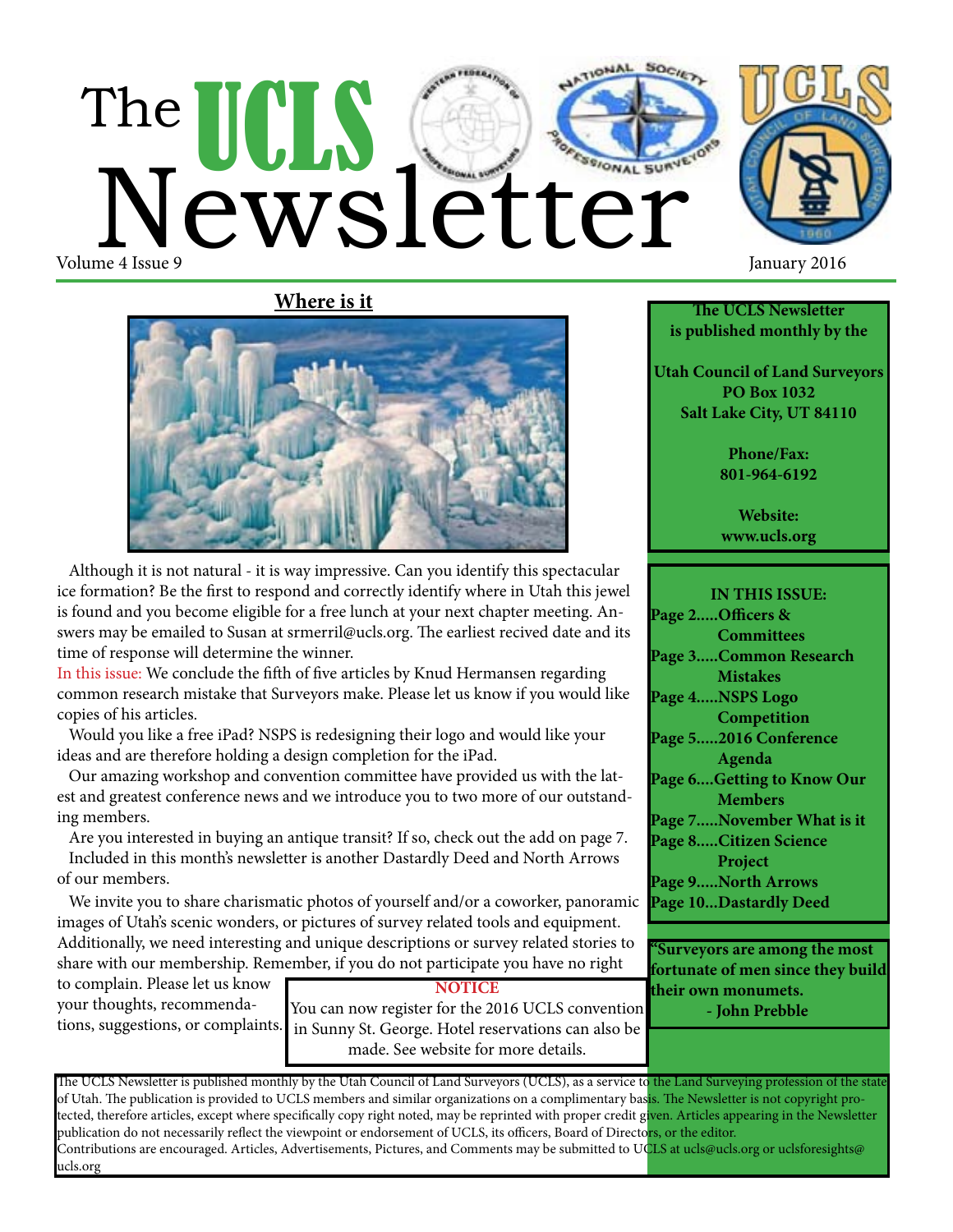# The UCLS Newsletter

Volume 4 Issue 9

January 2016

## Where is it

Although it is not natural - it is way impressive. Can you identify this spectacular ice formation? Be the first to respond and correctly identify where in Utah this jewel is found and you become eligible for a free lunch at your next chapter meeting. Answers may be emailed to Susan at srmerril@ucls.org. The earliest recived date and its time of response will determine the winner.

In this issue: We conclude the fifth of five articles by Knud Hermansen regarding common research mistake that Surveyors make. Please let us know if you would like copies of his articles.

Would you like a free iPad? NSPS is redesigning their logo and would like your ideas and are therefore holding a design completion for the iPad.

Our amazing workshop and convention committee have provided us with the latest and greatest conference news and we introduce you to two more of our outstanding members.

Are you interested in buying an antique transit? If so, check out the add on page 7.

Included in this month's newsletter is another Dastardly Deed and North Arrows of our members.

We invite you to share charismatic photos of yourself and/or a coworker, panoramic images of Utah's scenic wonders, or pictures of survey related tools and equipment. Additionally, we need interesting and unique descriptions or survey related stories to share with our membership. Remember, if you do not participate you have no right to complain. Please let us know your thoughts, recommendations, suggestions, or complaints.

**NOTICE**

You can now register for the 2016 UCLS convention in Sunny St. George. Hotel reservations can also be made. See website for more details.

**The UCLS Newsletter is published monthly by the**

**Utah Council of Land Surveyors**
**PO Box 1032**
**Salt Lake City, UT 84110**

**Phone/Fax:**
**801-964-6192**

**Website:**
**www.ucls.org**

**IN THIS ISSUE:**

- **Page 2.....Officers & Committees**
- **Page 3.....Common Research Mistakes**
- **Page 4.....NSPS Logo Competition**
- **Page 5.....2016 Conference Agenda**
- **Page 6....Getting to Know Our Members**
- **Page 7.....November What is it**
- **Page 8.....Citizen Science Project**
- **Page 9.....North Arrows**
- **Page 10...Dastardly Deed**

**"Surveyors are among the most fortunate of men since they build their own monumets.**
**- John Prebble**

The UCLS Newsletter is published monthly by the Utah Council of Land Surveyors (UCLS), as a service to the Land Surveying profession of the state of Utah. The publication is provided to UCLS members and similar organizations on a complimentary basis. The Newsletter is not copyright protected, therefore articles, except where specifically copy right noted, may be reprinted with proper credit given. Articles appearing in the Newsletter publication do not necessarily reflect the viewpoint or endorsement of UCLS, its officers, Board of Directors, or the editor.
Contributions are encouraged. Articles, Advertisements, Pictures, and Comments may be submitted to UCLS at ucls@ucls.org or uclsforesights@ucls.org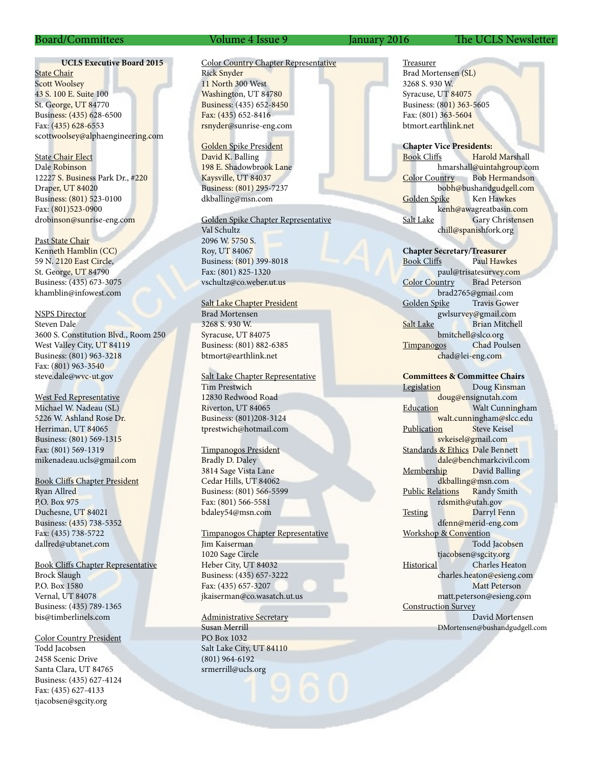**UCLS Executive Board 2015**

State Chair
Scott Woolsey
43 S. 100 E. Suite 100
St. George, UT 84770
Business: (435) 628-6500
Fax: (435) 628-6553
scottwoolsey@alphaengineering.com

State Chair Elect
Dale Robinson
12227 S. Business Park Dr., #220
Draper, UT 84020
Business: (801) 523-0100
Fax: (801)523-0900
drobinson@sunrise-eng.com

Past State Chair
Kenneth Hamblin (CC)
59 N. 2120 East Circle,
St. George, UT 84790
Business: (435) 673-3075
khamblin@infowest.com

NSPS Director
Steven Dale
3600 S. Constitution Blvd., Room 250
West Valley City, UT 84119
Business: (801) 963-3218
Fax: (801) 963-3540
steve.dale@wvc-ut.gov

West Fed Representative
Michael W. Nadeau (SL)
5226 W. Ashland Rose Dr.
Herriman, UT 84065
Business: (801) 569-1315
Fax: (801) 569-1319
mikenadeau.ucls@gmail.com

Book Cliffs Chapter President
Ryan Allred
P.O. Box 975
Duchesne, UT 84021
Business: (435) 738-5352
Fax: (435) 738-5722
dallred@ubtanet.com

Book Cliffs Chapter Representative
Brock Slaugh
P.O. Box 1580
Vernal, UT 84078
Business: (435) 789-1365
bis@timberlinels.com

Color Country President
Todd Jacobsen
2458 Scenic Drive
Santa Clara, UT 84765
Business: (435) 627-4124
Fax: (435) 627-4133
tjacobsen@sgcity.org

Color Country Chapter Representative
Rick Snyder
11 North 300 West
Washington, UT 84780
Business: (435) 652-8450
Fax: (435) 652-8416
rsnyder@sunrise-eng.com

Golden Spike President
David K. Balling
198 E. Shadowbrook Lane
Kaysville, UT 84037
Business: (801) 295-7237
dkballing@msn.com

Golden Spike Chapter Representative
Val Schultz
2096 W. 5750 S.
Roy, UT 84067
Business: (801) 399-8018
Fax: (801) 825-1320
vschultz@co.weber.ut.us

Salt Lake Chapter President
Brad Mortensen
3268 S. 930 W.
Syracuse, UT 84075
Business: (801) 882-6385
btmort@earthlink.net

Salt Lake Chapter Representative
Tim Prestwich
12830 Redwood Road
Riverton, UT 84065
Business: (801)208-3124
tprestwich@hotmail.com

Timpanogos President
Bradly D. Daley
3814 Sage Vista Lane
Cedar Hills, UT 84062
Business: (801) 566-5599
Fax: (801) 566-5581
bdaley54@msn.com

Timpanogos Chapter Representative
Jim Kaiserman
1020 Sage Circle
Heber City, UT 84032
Business: (435) 657-3222
Fax: (435) 657-3207
jkaiserman@co.wasatch.ut.us

Administrative Secretary
Susan Merrill
PO Box 1032
Salt Lake City, UT 84110
(801) 964-6192
srmerrill@ucls.org

Treasurer
Brad Mortensen (SL)
3268 S. 930 W.
Syracuse, UT 84075
Business: (801) 363-5605
Fax: (801) 363-5604
btmort.earthlink.net

**Chapter Vice Presidents:**

Book Cliffs — Harold Marshall
hmarshall@uintahgroup.com
Color Country — Bob Hermandson
bobh@bushandgudgell.com
Golden Spike — Ken Hawkes
kenh@awagreatbasin.com
Salt Lake — Gary Christensen
chill@spanishfork.org

**Chapter Secretary/Treasurer**

Book Cliffs — Paul Hawkes
paul@trisatesurvey.com
Color Country — Brad Peterson
brad2765@gmail.com
Golden Spike — Travis Gower
gwlsurvey@gmail.com
Salt Lake — Brian Mitchell
bmitchell@slco.org
Timpanogos — Chad Poulsen
chad@lei-eng.com

**Committees & Committee Chairs**

Legislation — Doug Kinsman
doug@ensignutah.com
Education — Walt Cunningham
walt.cunningham@slcc.edu
Publication — Steve Keisel
svkeisel@gmail.com
Standards & Ethics — Dale Bennett
dale@benchmarkcivil.com
Membership — David Balling
dkballing@msn.com
Public Relations — Randy Smith
rdsmith@utah.gov
Testing — Darryl Fenn
dfenn@merid-eng.com
Workshop & Convention — Todd Jacobsen
tjacobsen@sgcity.org
Historical — Charles Heaton
charles.heaton@esieng.com
Matt Peterson
matt.peterson@esieng.com
Construction Survey — David Mortensen
DMortensen@bushandgudgell.com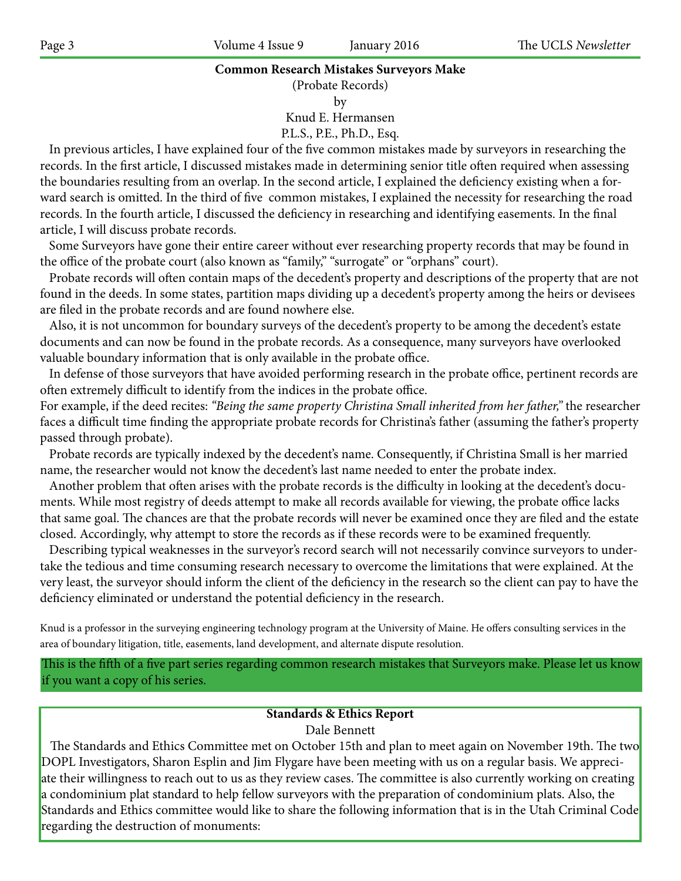## Common Research Mistakes Surveyors Make

(Probate Records)

by

Knud E. Hermansen

P.L.S., P.E., Ph.D., Esq.

In previous articles, I have explained four of the five common mistakes made by surveyors in researching the records. In the first article, I discussed mistakes made in determining senior title often required when assessing the boundaries resulting from an overlap. In the second article, I explained the deficiency existing when a forward search is omitted. In the third of five common mistakes, I explained the necessity for researching the road records. In the fourth article, I discussed the deficiency in researching and identifying easements. In the final article, I will discuss probate records.

Some Surveyors have gone their entire career without ever researching property records that may be found in the office of the probate court (also known as "family," "surrogate" or "orphans" court).

Probate records will often contain maps of the decedent's property and descriptions of the property that are not found in the deeds. In some states, partition maps dividing up a decedent's property among the heirs or devisees are filed in the probate records and are found nowhere else.

Also, it is not uncommon for boundary surveys of the decedent's property to be among the decedent's estate documents and can now be found in the probate records. As a consequence, many surveyors have overlooked valuable boundary information that is only available in the probate office.

In defense of those surveyors that have avoided performing research in the probate office, pertinent records are often extremely difficult to identify from the indices in the probate office.

For example, if the deed recites: *"Being the same property Christina Small inherited from her father,"* the researcher faces a difficult time finding the appropriate probate records for Christina's father (assuming the father's property passed through probate).

Probate records are typically indexed by the decedent's name. Consequently, if Christina Small is her married name, the researcher would not know the decedent's last name needed to enter the probate index.

Another problem that often arises with the probate records is the difficulty in looking at the decedent's documents. While most registry of deeds attempt to make all records available for viewing, the probate office lacks that same goal. The chances are that the probate records will never be examined once they are filed and the estate closed. Accordingly, why attempt to store the records as if these records were to be examined frequently.

Describing typical weaknesses in the surveyor's record search will not necessarily convince surveyors to undertake the tedious and time consuming research necessary to overcome the limitations that were explained. At the very least, the surveyor should inform the client of the deficiency in the research so the client can pay to have the deficiency eliminated or understand the potential deficiency in the research.

Knud is a professor in the surveying engineering technology program at the University of Maine. He offers consulting services in the area of boundary litigation, title, easements, land development, and alternate dispute resolution.

This is the fifth of a five part series regarding common research mistakes that Surveyors make. Please let us know if you want a copy of his series.

## Standards & Ethics Report

Dale Bennett

The Standards and Ethics Committee met on October 15th and plan to meet again on November 19th. The two DOPL Investigators, Sharon Esplin and Jim Flygare have been meeting with us on a regular basis. We appreciate their willingness to reach out to us as they review cases. The committee is also currently working on creating a condominium plat standard to help fellow surveyors with the preparation of condominium plats. Also, the Standards and Ethics committee would like to share the following information that is in the Utah Criminal Code regarding the destruction of monuments: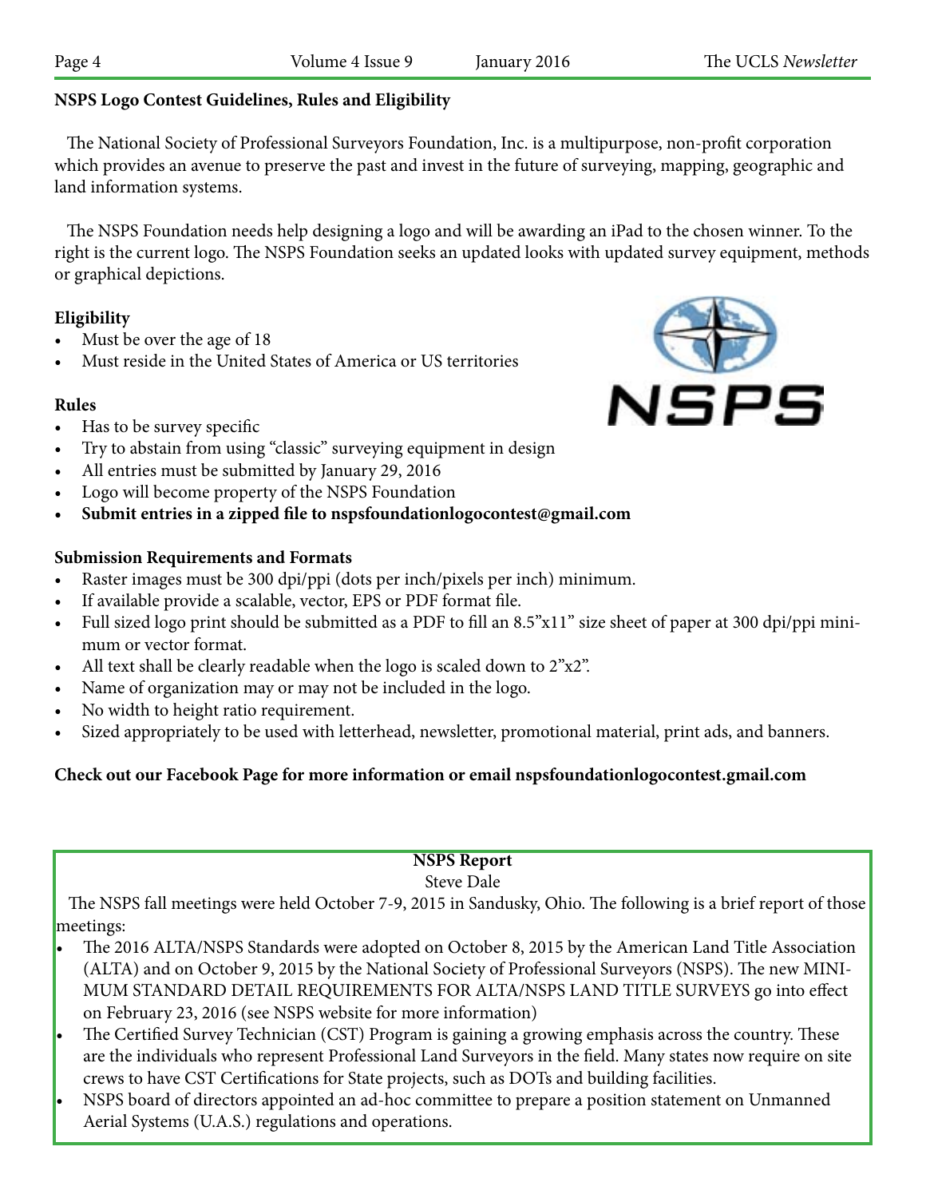**NSPS Logo Contest Guidelines, Rules and Eligibility**

The National Society of Professional Surveyors Foundation, Inc. is a multipurpose, non-profit corporation which provides an avenue to preserve the past and invest in the future of surveying, mapping, geographic and land information systems.

The NSPS Foundation needs help designing a logo and will be awarding an iPad to the chosen winner. To the right is the current logo. The NSPS Foundation seeks an updated looks with updated survey equipment, methods or graphical depictions.

**Eligibility**

- Must be over the age of 18
- Must reside in the United States of America or US territories

**Rules**

- Has to be survey specific
- Try to abstain from using "classic" surveying equipment in design
- All entries must be submitted by January 29, 2016
- Logo will become property of the NSPS Foundation
- **Submit entries in a zipped file to nspsfoundationlogocontest@gmail.com**

**Submission Requirements and Formats**

- Raster images must be 300 dpi/ppi (dots per inch/pixels per inch) minimum.
- If available provide a scalable, vector, EPS or PDF format file.
- Full sized logo print should be submitted as a PDF to fill an 8.5"x11" size sheet of paper at 300 dpi/ppi minimum or vector format.
- All text shall be clearly readable when the logo is scaled down to 2"x2".
- Name of organization may or may not be included in the logo.
- No width to height ratio requirement.
- Sized appropriately to be used with letterhead, newsletter, promotional material, print ads, and banners.

**Check out our Facebook Page for more information or email nspsfoundationlogocontest.gmail.com**

**NSPS Report**

Steve Dale

The NSPS fall meetings were held October 7-9, 2015 in Sandusky, Ohio. The following is a brief report of those meetings:

- The 2016 ALTA/NSPS Standards were adopted on October 8, 2015 by the American Land Title Association (ALTA) and on October 9, 2015 by the National Society of Professional Surveyors (NSPS). The new MINIMUM STANDARD DETAIL REQUIREMENTS FOR ALTA/NSPS LAND TITLE SURVEYS go into effect on February 23, 2016 (see NSPS website for more information)
- The Certified Survey Technician (CST) Program is gaining a growing emphasis across the country. These are the individuals who represent Professional Land Surveyors in the field. Many states now require on site crews to have CST Certifications for State projects, such as DOTs and building facilities.
- NSPS board of directors appointed an ad-hoc committee to prepare a position statement on Unmanned Aerial Systems (U.A.S.) regulations and operations.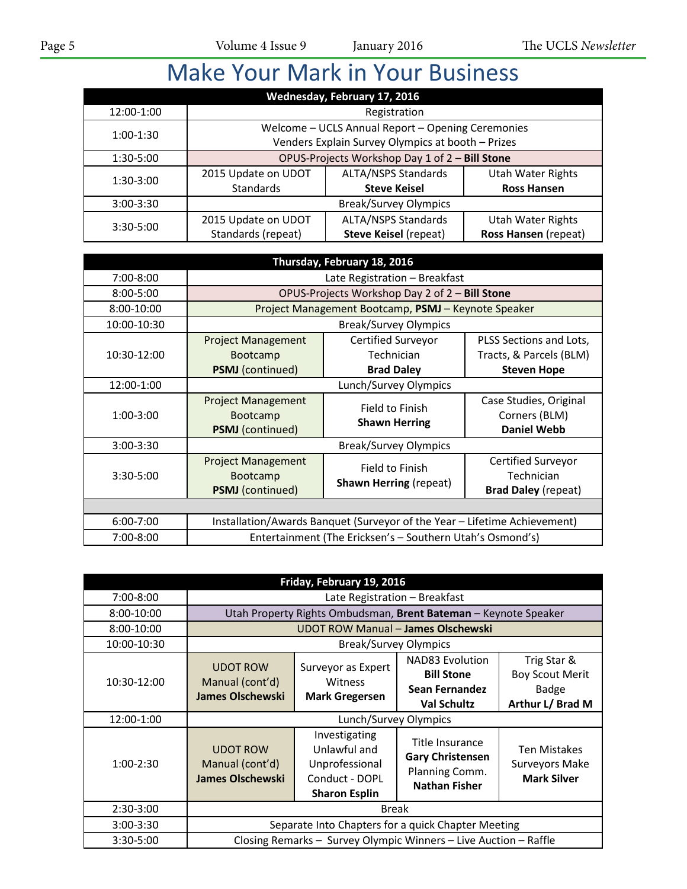# Make Your Mark in Your Business

| Wednesday, February 17, 2016 | | | |
|---|---|---|---|
| 12:00-1:00 | Registration | | |
| 1:00-1:30 | Welcome – UCLS Annual Report – Opening Ceremonies<br>Venders Explain Survey Olympics at booth – Prizes | | |
| 1:30-5:00 | OPUS-Projects Workshop Day 1 of 2 – **Bill Stone** | | |
| 1:30-3:00 | 2015 Update on UDOT Standards | ALTA/NSPS Standards **Steve Keisel** | Utah Water Rights **Ross Hansen** |
| 3:00-3:30 | Break/Survey Olympics | | |
| 3:30-5:00 | 2015 Update on UDOT Standards (repeat) | ALTA/NSPS Standards **Steve Keisel** (repeat) | Utah Water Rights **Ross Hansen** (repeat) |

| Thursday, February 18, 2016 | | | |
|---|---|---|---|
| 7:00-8:00 | Late Registration – Breakfast | | |
| 8:00-5:00 | OPUS-Projects Workshop Day 2 of 2 – **Bill Stone** | | |
| 8:00-10:00 | Project Management Bootcamp, **PSMJ** – Keynote Speaker | | |
| 10:00-10:30 | Break/Survey Olympics | | |
| 10:30-12:00 | Project Management Bootcamp **PSMJ** (continued) | Certified Surveyor Technician **Brad Daley** | PLSS Sections and Lots, Tracts, & Parcels (BLM) **Steven Hope** |
| 12:00-1:00 | Lunch/Survey Olympics | | |
| 1:00-3:00 | Project Management Bootcamp **PSMJ** (continued) | Field to Finish **Shawn Herring** | Case Studies, Original Corners (BLM) **Daniel Webb** |
| 3:00-3:30 | Break/Survey Olympics | | |
| 3:30-5:00 | Project Management Bootcamp **PSMJ** (continued) | Field to Finish **Shawn Herring** (repeat) | Certified Surveyor Technician **Brad Daley** (repeat) |
| | | | |
| 6:00-7:00 | Installation/Awards Banquet (Surveyor of the Year – Lifetime Achievement) | | |
| 7:00-8:00 | Entertainment (The Ericksen's – Southern Utah's Osmond's) | | |

| Friday, February 19, 2016 | | | | |
|---|---|---|---|---|
| 7:00-8:00 | Late Registration – Breakfast | | | |
| 8:00-10:00 | Utah Property Rights Ombudsman, **Brent Bateman** – Keynote Speaker | | | |
| 8:00-10:00 | UDOT ROW Manual – **James Olschewski** | | | |
| 10:00-10:30 | Break/Survey Olympics | | | |
| 10:30-12:00 | UDOT ROW Manual (cont'd) **James Olschewski** | Surveyor as Expert Witness **Mark Gregersen** | NAD83 Evolution **Bill Stone** **Sean Fernandez** **Val Schultz** | Trig Star & Boy Scout Merit Badge **Arthur L/ Brad M** |
| 12:00-1:00 | Lunch/Survey Olympics | | | |
| 1:00-2:30 | UDOT ROW Manual (cont'd) **James Olschewski** | Investigating Unlawful and Unprofessional Conduct - DOPL **Sharon Esplin** | Title Insurance **Gary Christensen** Planning Comm. **Nathan Fisher** | Ten Mistakes Surveyors Make **Mark Silver** |
| 2:30-3:00 | Break | | | |
| 3:00-3:30 | Separate Into Chapters for a quick Chapter Meeting | | | |
| 3:30-5:00 | Closing Remarks – Survey Olympic Winners – Live Auction – Raffle | | | |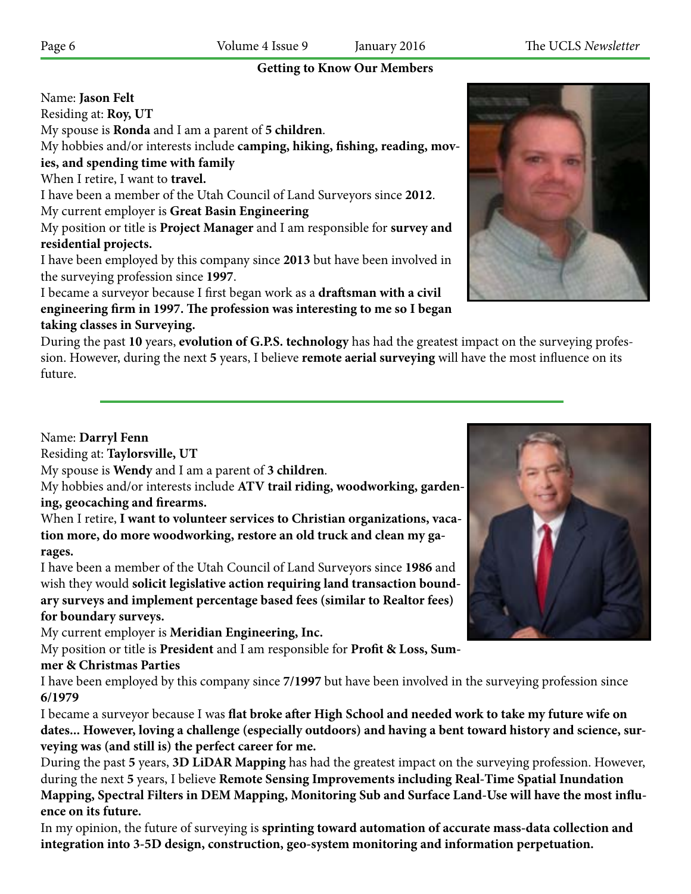## Getting to Know Our Members

Name: **Jason Felt**

Residing at: **Roy, UT**

My spouse is **Ronda** and I am a parent of **5 children**.

My hobbies and/or interests include **camping, hiking, fishing, reading, movies, and spending time with family**

When I retire, I want to **travel.**

I have been a member of the Utah Council of Land Surveyors since **2012**.

My current employer is **Great Basin Engineering**

My position or title is **Project Manager** and I am responsible for **survey and residential projects.**

I have been employed by this company since **2013** but have been involved in the surveying profession since **1997**.

I became a surveyor because I first began work as a **draftsman with a civil engineering firm in 1997. The profession was interesting to me so I began taking classes in Surveying.**

During the past **10** years, **evolution of G.P.S. technology** has had the greatest impact on the surveying profession. However, during the next **5** years, I believe **remote aerial surveying** will have the most influence on its future.

---

Name: **Darryl Fenn**

Residing at: **Taylorsville, UT**

My spouse is **Wendy** and I am a parent of **3 children**.

My hobbies and/or interests include **ATV trail riding, woodworking, gardening, geocaching and firearms.**

When I retire, **I want to volunteer services to Christian organizations, vacation more, do more woodworking, restore an old truck and clean my garages.**

I have been a member of the Utah Council of Land Surveyors since **1986** and wish they would **solicit legislative action requiring land transaction boundary surveys and implement percentage based fees (similar to Realtor fees) for boundary surveys.**

My current employer is **Meridian Engineering, Inc.**

My position or title is **President** and I am responsible for **Profit & Loss, Summer & Christmas Parties**

I have been employed by this company since **7/1997** but have been involved in the surveying profession since **6/1979**

I became a surveyor because I was **flat broke after High School and needed work to take my future wife on dates... However, loving a challenge (especially outdoors) and having a bent toward history and science, surveying was (and still is) the perfect career for me.**

During the past **5** years, **3D LiDAR Mapping** has had the greatest impact on the surveying profession. However, during the next **5** years, I believe **Remote Sensing Improvements including Real-Time Spatial Inundation Mapping, Spectral Filters in DEM Mapping, Monitoring Sub and Surface Land-Use will have the most influence on its future.**

In my opinion, the future of surveying is **sprinting toward automation of accurate mass-data collection and integration into 3-5D design, construction, geo-system monitoring and information perpetuation.**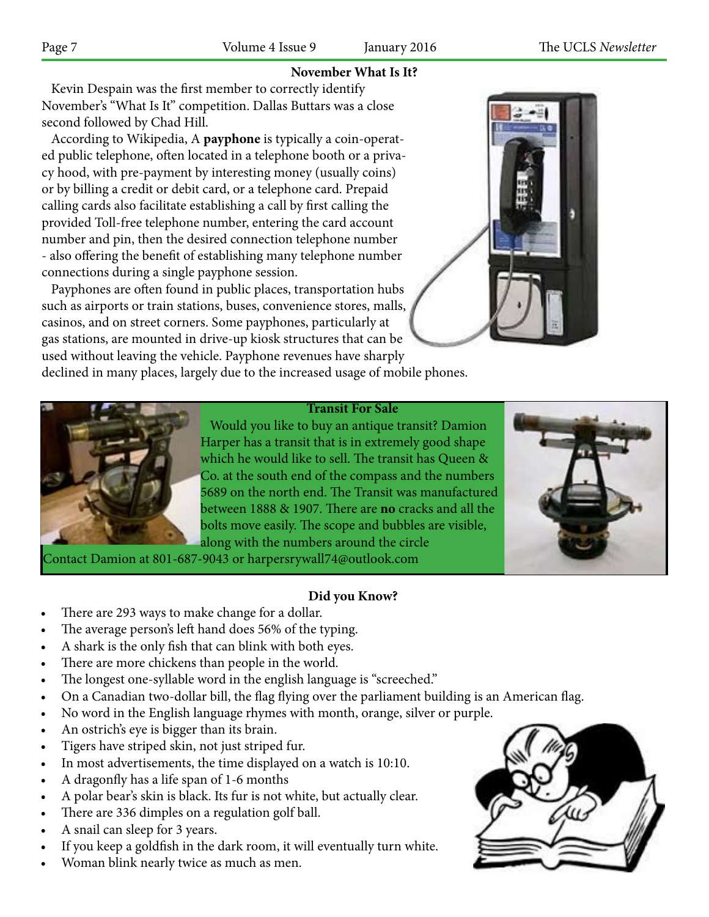## November What Is It?

Kevin Despain was the first member to correctly identify November's "What Is It" competition. Dallas Buttars was a close second followed by Chad Hill.

According to Wikipedia, A **payphone** is typically a coin-operated public telephone, often located in a telephone booth or a privacy hood, with pre-payment by interesting money (usually coins) or by billing a credit or debit card, or a telephone card. Prepaid calling cards also facilitate establishing a call by first calling the provided Toll-free telephone number, entering the card account number and pin, then the desired connection telephone number - also offering the benefit of establishing many telephone number connections during a single payphone session.

Payphones are often found in public places, transportation hubs such as airports or train stations, buses, convenience stores, malls, casinos, and on street corners. Some payphones, particularly at gas stations, are mounted in drive-up kiosk structures that can be used without leaving the vehicle. Payphone revenues have sharply declined in many places, largely due to the increased usage of mobile phones.

## Transit For Sale

Would you like to buy an antique transit? Damion Harper has a transit that is in extremely good shape which he would like to sell. The transit has Queen & Co. at the south end of the compass and the numbers 5689 on the north end. The Transit was manufactured between 1888 & 1907. There are **no** cracks and all the bolts move easily. The scope and bubbles are visible, along with the numbers around the circle

Contact Damion at 801-687-9043 or harpersrywall74@outlook.com

## Did you Know?

- There are 293 ways to make change for a dollar.
- The average person's left hand does 56% of the typing.
- A shark is the only fish that can blink with both eyes.
- There are more chickens than people in the world.
- The longest one-syllable word in the english language is "screeched."
- On a Canadian two-dollar bill, the flag flying over the parliament building is an American flag.
- No word in the English language rhymes with month, orange, silver or purple.
- An ostrich's eye is bigger than its brain.
- Tigers have striped skin, not just striped fur.
- In most advertisements, the time displayed on a watch is 10:10.
- A dragonfly has a life span of 1-6 months
- A polar bear's skin is black. Its fur is not white, but actually clear.
- There are 336 dimples on a regulation golf ball.
- A snail can sleep for 3 years.
- If you keep a goldfish in the dark room, it will eventually turn white.
- Woman blink nearly twice as much as men.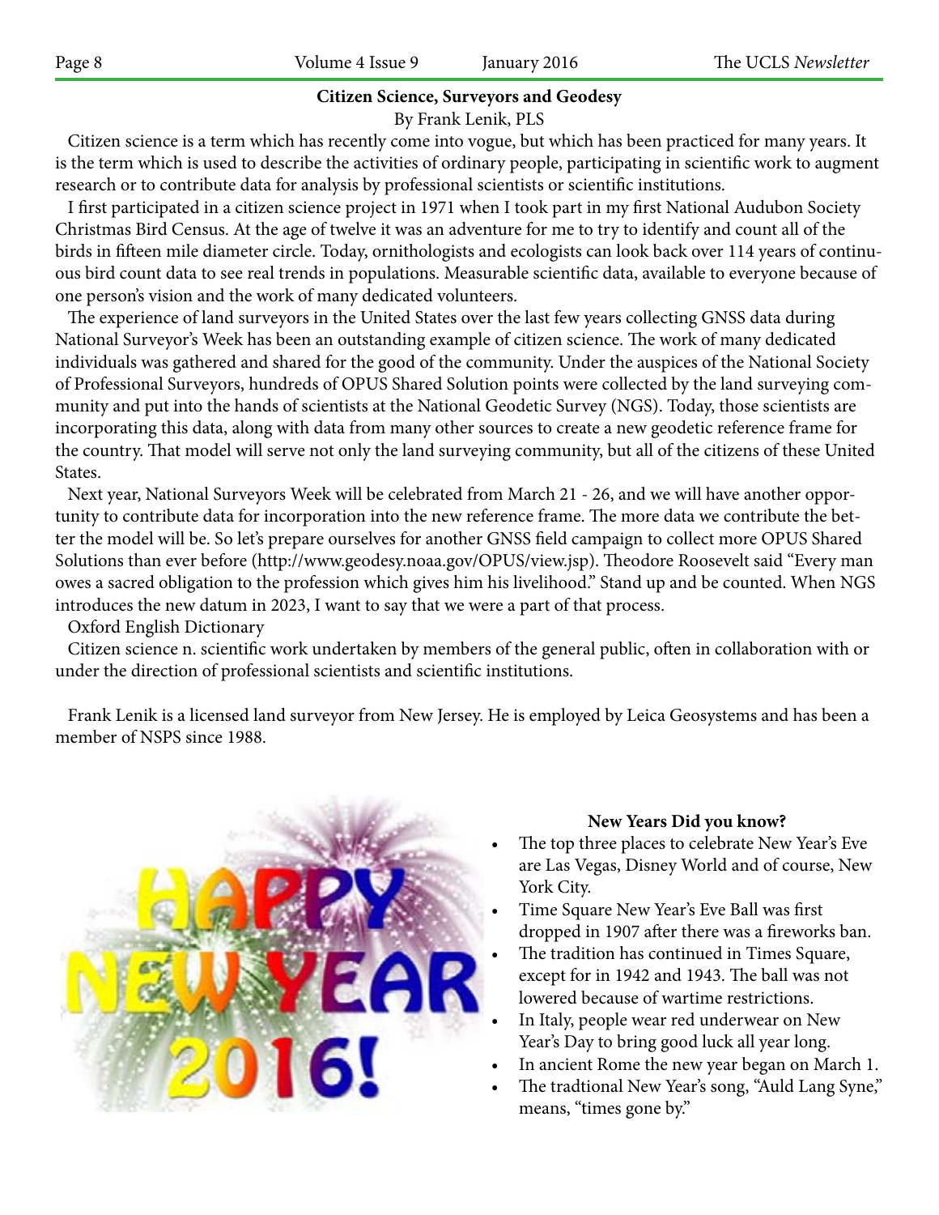## Citizen Science, Surveyors and Geodesy

By Frank Lenik, PLS

Citizen science is a term which has recently come into vogue, but which has been practiced for many years. It is the term which is used to describe the activities of ordinary people, participating in scientific work to augment research or to contribute data for analysis by professional scientists or scientific institutions.

I first participated in a citizen science project in 1971 when I took part in my first National Audubon Society Christmas Bird Census. At the age of twelve it was an adventure for me to try to identify and count all of the birds in fifteen mile diameter circle. Today, ornithologists and ecologists can look back over 114 years of continuous bird count data to see real trends in populations. Measurable scientific data, available to everyone because of one person's vision and the work of many dedicated volunteers.

The experience of land surveyors in the United States over the last few years collecting GNSS data during National Surveyor's Week has been an outstanding example of citizen science. The work of many dedicated individuals was gathered and shared for the good of the community. Under the auspices of the National Society of Professional Surveyors, hundreds of OPUS Shared Solution points were collected by the land surveying community and put into the hands of scientists at the National Geodetic Survey (NGS). Today, those scientists are incorporating this data, along with data from many other sources to create a new geodetic reference frame for the country. That model will serve not only the land surveying community, but all of the citizens of these United States.

Next year, National Surveyors Week will be celebrated from March 21 - 26, and we will have another opportunity to contribute data for incorporation into the new reference frame. The more data we contribute the better the model will be. So let's prepare ourselves for another GNSS field campaign to collect more OPUS Shared Solutions than ever before (http://www.geodesy.noaa.gov/OPUS/view.jsp). Theodore Roosevelt said "Every man owes a sacred obligation to the profession which gives him his livelihood." Stand up and be counted. When NGS introduces the new datum in 2023, I want to say that we were a part of that process.

Oxford English Dictionary

Citizen science n. scientific work undertaken by members of the general public, often in collaboration with or under the direction of professional scientists and scientific institutions.

Frank Lenik is a licensed land surveyor from New Jersey. He is employed by Leica Geosystems and has been a member of NSPS since 1988.

HAPPY NEW YEAR 2016!

### New Years Did you know?

- The top three places to celebrate New Year's Eve are Las Vegas, Disney World and of course, New York City.
- Time Square New Year's Eve Ball was first dropped in 1907 after there was a fireworks ban.
- The tradition has continued in Times Square, except for in 1942 and 1943. The ball was not lowered because of wartime restrictions.
- In Italy, people wear red underwear on New Year's Day to bring good luck all year long.
- In ancient Rome the new year began on March 1.
- The tradtional New Year's song, "Auld Lang Syne," means, "times gone by."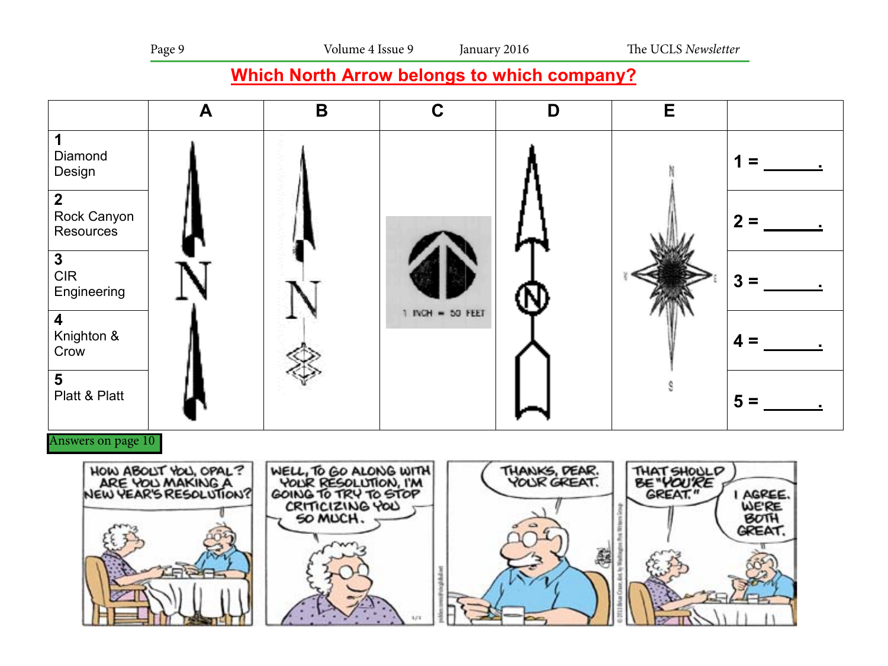## Which North Arrow belongs to which company?

| | A | B | C | D | E | |
|---|---|---|---|---|---|---|
| 1 Diamond Design | | | | | | 1 = ______. |
| 2 Rock Canyon Resources | | | 1 INCH = 50 FEET | | | 2 = ______. |
| 3 CIR Engineering | | | | | | 3 = ______. |
| 4 Knighton & Crow | | | | | | 4 = ______. |
| 5 Platt & Platt | | | | | | 5 = ______. |

Answers on page 10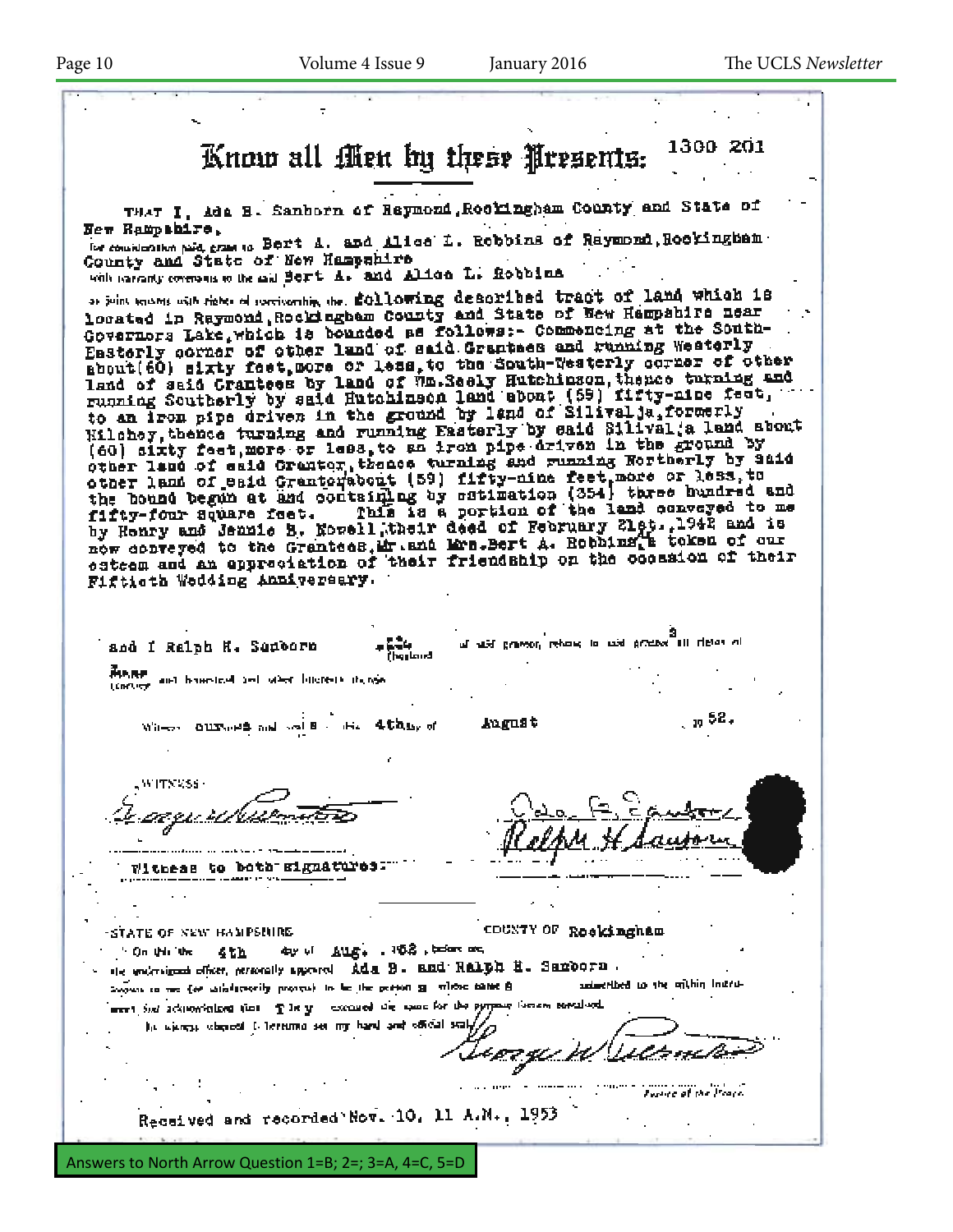# Know all Men by these Presents:

1300 201

THAT I, Ada B. Sanborn of Raymond, Rockingham County and State of New Hampshire,

for consideration paid, grant to Bert A. and Alice L. Robbins of Raymond, Rockingham County and State of New Hampshire

with warranty covenants to the said Bert A. and Alice L. Robbins

as joint tenants with rights of survivorship the following described tract of land which is located in Raymond, Rockingham County and State of New Hampshire near Governors Lake, which is bounded as follows:- Commencing at the South-Easterly corner of other land of said Grantees and running Westerly about (60) sixty feet, more or less, to the South-Westerly corner of other land of said Grantees by land of Wm. Seely Hutchinson, thence turning and running Southerly by said Hutchinson land about (59) fifty-nine feet, to an iron pipe driven in the ground by land of Silivalja, formerly Hilchey, thence turning and running Easterly by said Silivalja land about (60) sixty feet, more or less, to an iron pipe driven in the ground by other land of said Grantor, thence turning and running Northerly by said other land of said Grantor about (59) fifty-nine feet, more or less, to the bound begun at and containing by estimation (354) three hundred and fifty-four square feet. This is a portion of the land conveyed to me by Henry and Jennie B. Nowell, their deed of February 21st., 1942 and is now conveyed to the Grantees, Mr. and Mrs. Bert A. Robbins, a token of our esteem and an appreciation of their friendship on the occasion of their Fiftieth Wedding Anniversary.

and I Ralph H. Sanborn (husband) of said grantor, release to said grantee all rights of dower curtesy and homestead and other interests therein.

Witness our hands and seals this 4th day of August, 1952.

WITNESS:

Witness to both signatures:

STATE OF NEW HAMPSHIRE COUNTY OF Rockingham

On this the 4th day of Aug. 1952, before me, the undersigned officer, personally appeared Ada B. and Ralph H. Sanborn known to me (or satisfactorily proven) to be the persons whose names are subscribed to the within instrument and acknowledged that They executed the same for the purposes therein contained.

In witness whereof I hereunto set my hand and official seal.

Justice of the Peace

Received and recorded Nov. 10, 11 A.M., 1953

Answers to North Arrow Question 1=B; 2=; 3=A, 4=C, 5=D